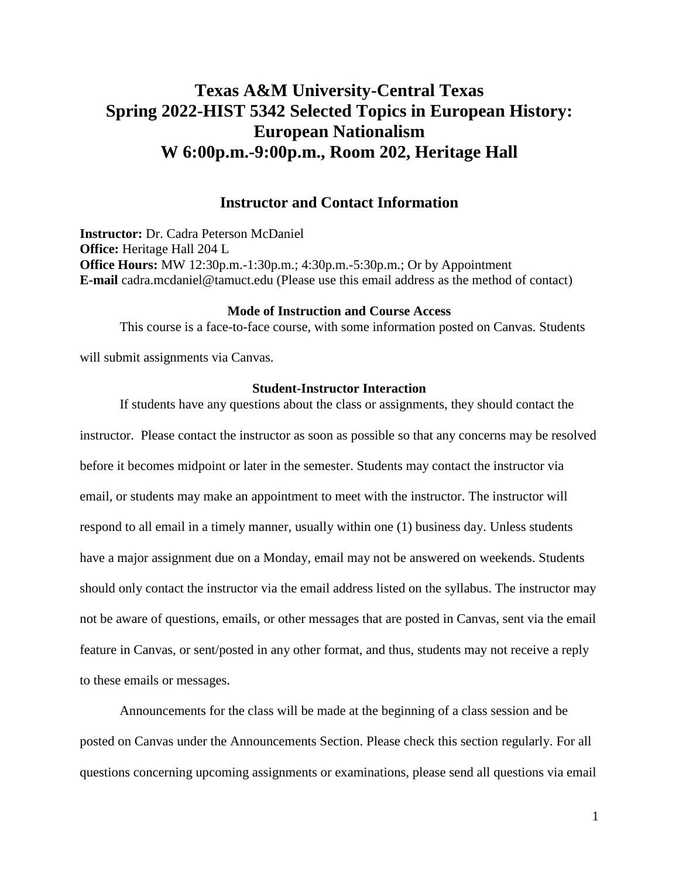# Texas A&M University-Central Texas
# Spring 2022-HIST 5342 Selected Topics in European History: European Nationalism
# W 6:00p.m.-9:00p.m., Room 202, Heritage Hall

## Instructor and Contact Information

**Instructor:** Dr. Cadra Peterson McDaniel
**Office:** Heritage Hall 204 L
**Office Hours:** MW 12:30p.m.-1:30p.m.; 4:30p.m.-5:30p.m.; Or by Appointment
**E-mail** cadra.mcdaniel@tamuct.edu (Please use this email address as the method of contact)

### Mode of Instruction and Course Access

This course is a face-to-face course, with some information posted on Canvas. Students will submit assignments via Canvas.

### Student-Instructor Interaction

If students have any questions about the class or assignments, they should contact the instructor. Please contact the instructor as soon as possible so that any concerns may be resolved before it becomes midpoint or later in the semester. Students may contact the instructor via email, or students may make an appointment to meet with the instructor. The instructor will respond to all email in a timely manner, usually within one (1) business day. Unless students have a major assignment due on a Monday, email may not be answered on weekends. Students should only contact the instructor via the email address listed on the syllabus. The instructor may not be aware of questions, emails, or other messages that are posted in Canvas, sent via the email feature in Canvas, or sent/posted in any other format, and thus, students may not receive a reply to these emails or messages.

Announcements for the class will be made at the beginning of a class session and be posted on Canvas under the Announcements Section. Please check this section regularly. For all questions concerning upcoming assignments or examinations, please send all questions via email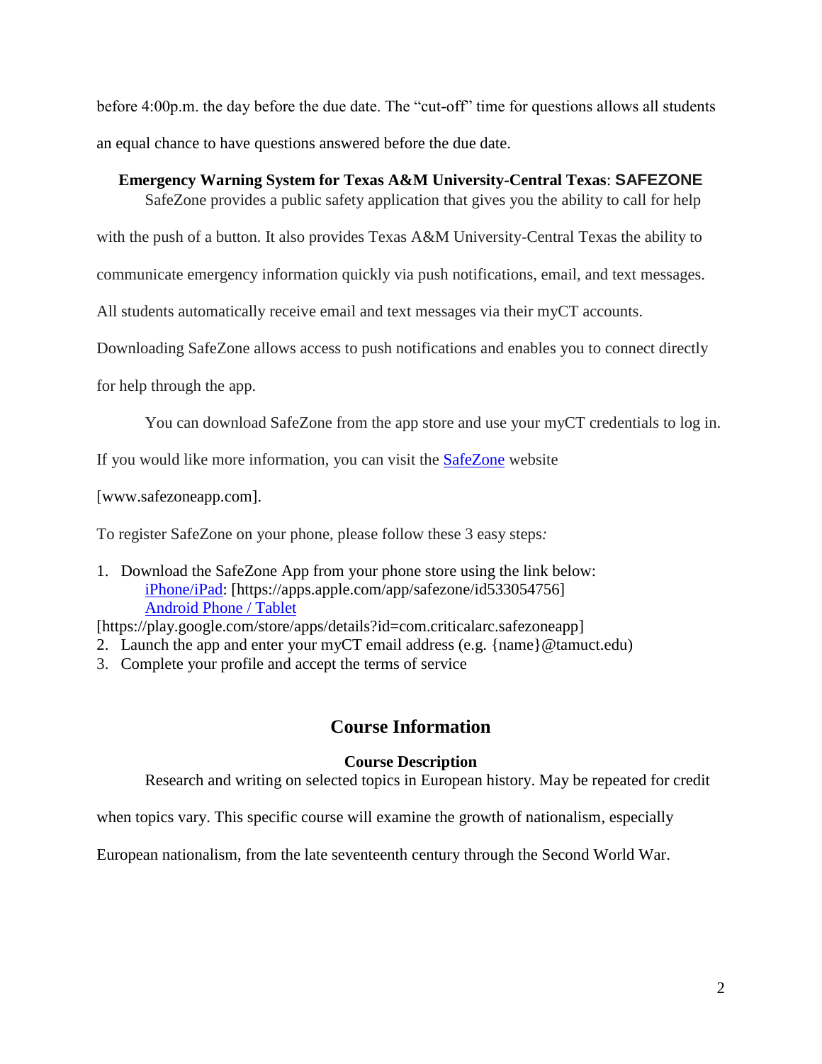before 4:00p.m. the day before the due date. The "cut-off" time for questions allows all students an equal chance to have questions answered before the due date.

**Emergency Warning System for Texas A&M University-Central Texas**: **SAFEZONE**

SafeZone provides a public safety application that gives you the ability to call for help with the push of a button. It also provides Texas A&M University-Central Texas the ability to communicate emergency information quickly via push notifications, email, and text messages. All students automatically receive email and text messages via their myCT accounts. Downloading SafeZone allows access to push notifications and enables you to connect directly for help through the app.

You can download SafeZone from the app store and use your myCT credentials to log in. If you would like more information, you can visit the SafeZone website [www.safezoneapp.com].

To register SafeZone on your phone, please follow these 3 easy steps*:*

1. Download the SafeZone App from your phone store using the link below:
   iPhone/iPad: [https://apps.apple.com/app/safezone/id533054756]
   Android Phone / Tablet
   [https://play.google.com/store/apps/details?id=com.criticalarc.safezoneapp]
2. Launch the app and enter your myCT email address (e.g. {name}@tamuct.edu)
3. Complete your profile and accept the terms of service

## Course Information

### Course Description

Research and writing on selected topics in European history. May be repeated for credit when topics vary. This specific course will examine the growth of nationalism, especially European nationalism, from the late seventeenth century through the Second World War.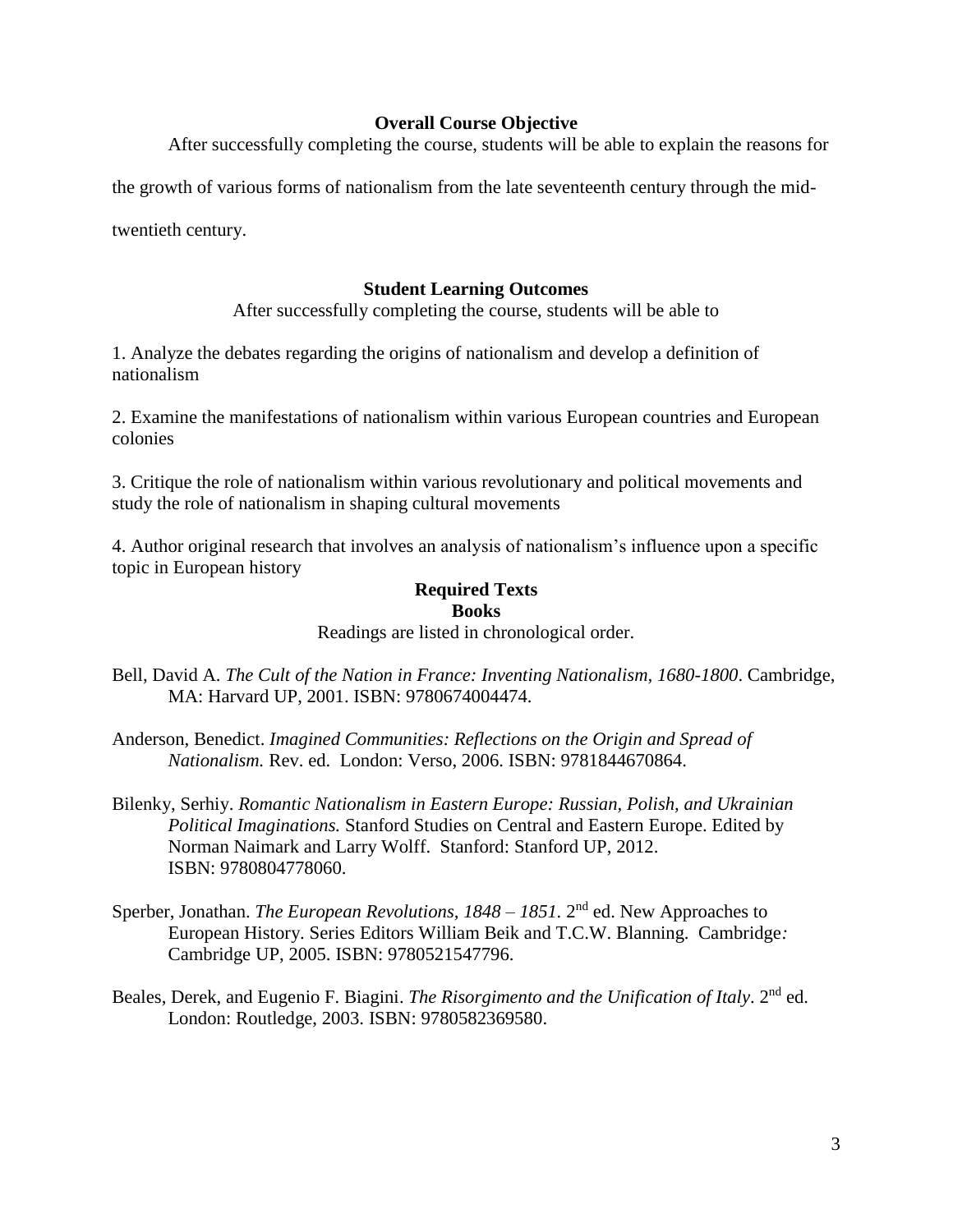## Overall Course Objective

After successfully completing the course, students will be able to explain the reasons for the growth of various forms of nationalism from the late seventeenth century through the mid-twentieth century.

## Student Learning Outcomes

After successfully completing the course, students will be able to

1. Analyze the debates regarding the origins of nationalism and develop a definition of nationalism

2. Examine the manifestations of nationalism within various European countries and European colonies

3. Critique the role of nationalism within various revolutionary and political movements and study the role of nationalism in shaping cultural movements

4. Author original research that involves an analysis of nationalism's influence upon a specific topic in European history

## Required Texts

### Books

Readings are listed in chronological order.

Bell, David A. *The Cult of the Nation in France: Inventing Nationalism, 1680-1800*. Cambridge, MA: Harvard UP, 2001. ISBN: 9780674004474.

Anderson, Benedict. *Imagined Communities: Reflections on the Origin and Spread of Nationalism.* Rev. ed. London: Verso, 2006. ISBN: 9781844670864.

Bilenky, Serhiy. *Romantic Nationalism in Eastern Europe: Russian, Polish, and Ukrainian Political Imaginations.* Stanford Studies on Central and Eastern Europe. Edited by Norman Naimark and Larry Wolff. Stanford: Stanford UP, 2012. ISBN: 9780804778060.

Sperber, Jonathan. *The European Revolutions, 1848 – 1851.* 2nd ed. New Approaches to European History. Series Editors William Beik and T.C.W. Blanning. Cambridge: Cambridge UP, 2005. ISBN: 9780521547796.

Beales, Derek, and Eugenio F. Biagini. *The Risorgimento and the Unification of Italy*. 2nd ed. London: Routledge, 2003. ISBN: 9780582369580.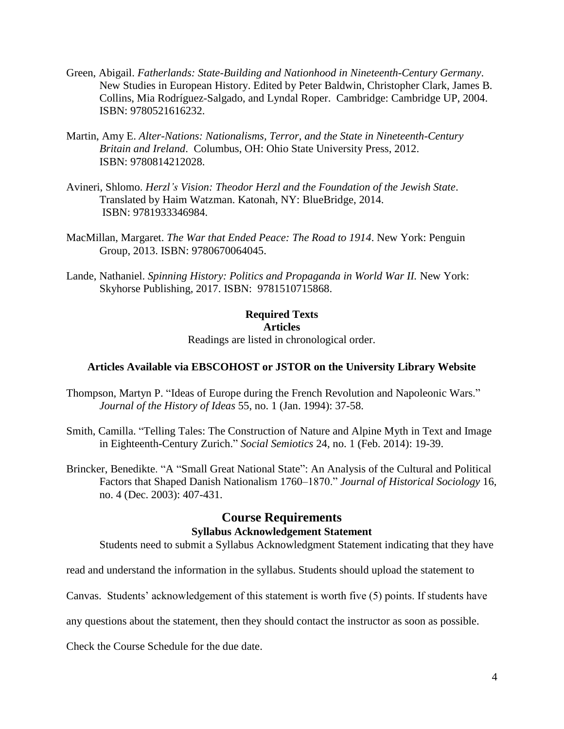Green, Abigail. *Fatherlands: State-Building and Nationhood in Nineteenth-Century Germany*. New Studies in European History. Edited by Peter Baldwin, Christopher Clark, James B. Collins, Mia Rodríguez-Salgado, and Lyndal Roper. Cambridge: Cambridge UP, 2004. ISBN: 9780521616232.

Martin, Amy E. *Alter-Nations: Nationalisms, Terror, and the State in Nineteenth-Century Britain and Ireland*. Columbus, OH: Ohio State University Press, 2012. ISBN: 9780814212028.

Avineri, Shlomo. *Herzl's Vision: Theodor Herzl and the Foundation of the Jewish State*. Translated by Haim Watzman. Katonah, NY: BlueBridge, 2014. ISBN: 9781933346984.

MacMillan, Margaret. *The War that Ended Peace: The Road to 1914*. New York: Penguin Group, 2013. ISBN: 9780670064045.

Lande, Nathaniel. *Spinning History: Politics and Propaganda in World War II.* New York: Skyhorse Publishing, 2017. ISBN: 9781510715868.

**Required Texts**
**Articles**

Readings are listed in chronological order.

**Articles Available via EBSCOHOST or JSTOR on the University Library Website**

Thompson, Martyn P. "Ideas of Europe during the French Revolution and Napoleonic Wars." *Journal of the History of Ideas* 55, no. 1 (Jan. 1994): 37-58.

Smith, Camilla. "Telling Tales: The Construction of Nature and Alpine Myth in Text and Image in Eighteenth-Century Zurich." *Social Semiotics* 24, no. 1 (Feb. 2014): 19-39.

Brincker, Benedikte. "A "Small Great National State": An Analysis of the Cultural and Political Factors that Shaped Danish Nationalism 1760–1870." *Journal of Historical Sociology* 16, no. 4 (Dec. 2003): 407-431.

## Course Requirements

### Syllabus Acknowledgement Statement

Students need to submit a Syllabus Acknowledgment Statement indicating that they have read and understand the information in the syllabus. Students should upload the statement to Canvas. Students' acknowledgement of this statement is worth five (5) points. If students have any questions about the statement, then they should contact the instructor as soon as possible. Check the Course Schedule for the due date.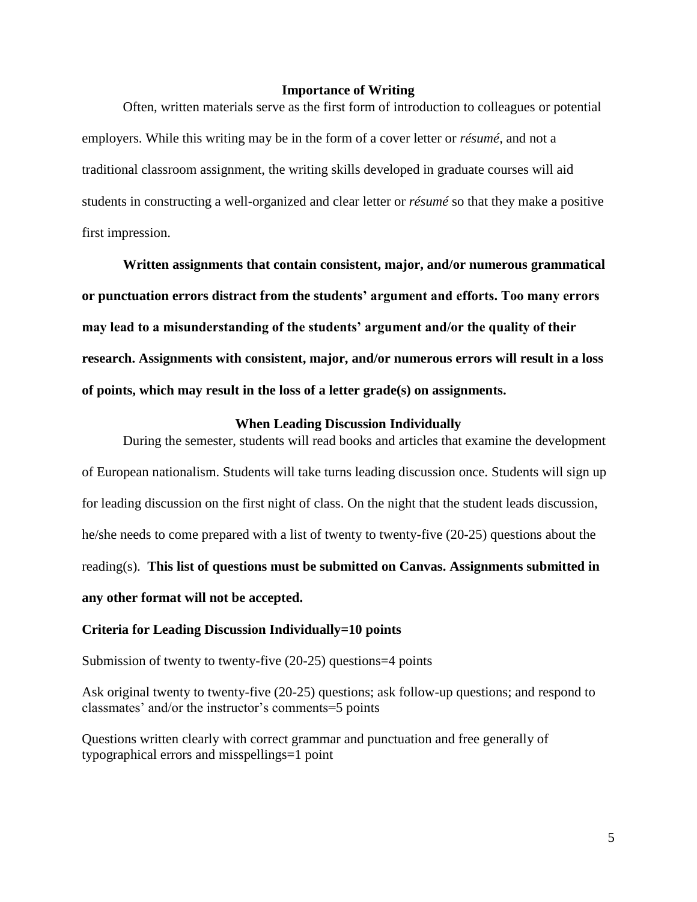## Importance of Writing

Often, written materials serve as the first form of introduction to colleagues or potential employers. While this writing may be in the form of a cover letter or *résumé*, and not a traditional classroom assignment, the writing skills developed in graduate courses will aid students in constructing a well-organized and clear letter or *résumé* so that they make a positive first impression.

**Written assignments that contain consistent, major, and/or numerous grammatical or punctuation errors distract from the students' argument and efforts. Too many errors may lead to a misunderstanding of the students' argument and/or the quality of their research. Assignments with consistent, major, and/or numerous errors will result in a loss of points, which may result in the loss of a letter grade(s) on assignments.**

## When Leading Discussion Individually

During the semester, students will read books and articles that examine the development of European nationalism. Students will take turns leading discussion once. Students will sign up for leading discussion on the first night of class. On the night that the student leads discussion, he/she needs to come prepared with a list of twenty to twenty-five (20-25) questions about the reading(s). **This list of questions must be submitted on Canvas. Assignments submitted in any other format will not be accepted.**

**Criteria for Leading Discussion Individually=10 points**

Submission of twenty to twenty-five (20-25) questions=4 points

Ask original twenty to twenty-five (20-25) questions; ask follow-up questions; and respond to classmates' and/or the instructor's comments=5 points

Questions written clearly with correct grammar and punctuation and free generally of typographical errors and misspellings=1 point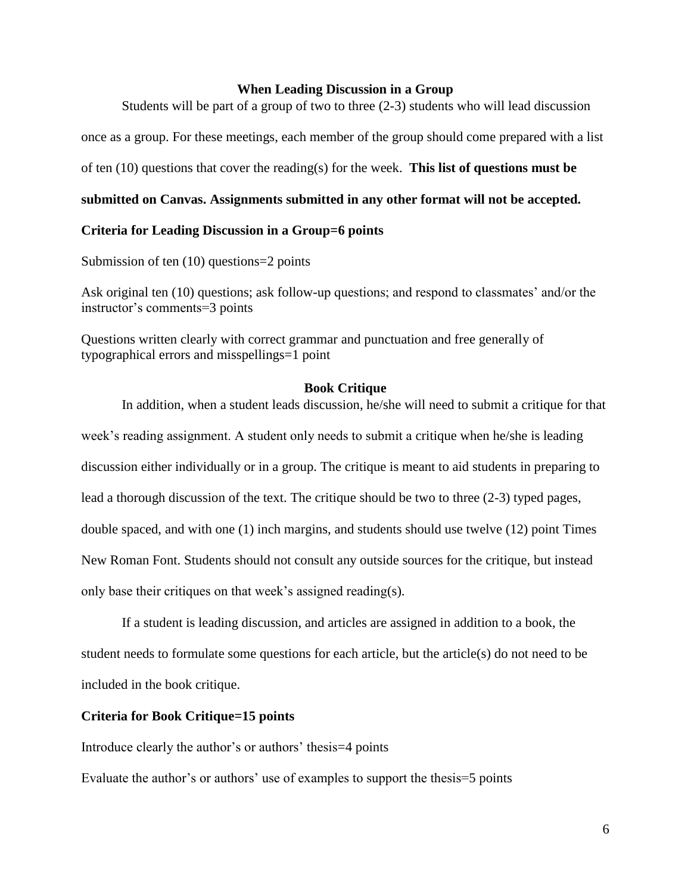## When Leading Discussion in a Group

Students will be part of a group of two to three (2-3) students who will lead discussion once as a group. For these meetings, each member of the group should come prepared with a list of ten (10) questions that cover the reading(s) for the week. **This list of questions must be submitted on Canvas. Assignments submitted in any other format will not be accepted.**

**Criteria for Leading Discussion in a Group=6 points**

Submission of ten (10) questions=2 points

Ask original ten (10) questions; ask follow-up questions; and respond to classmates' and/or the instructor's comments=3 points

Questions written clearly with correct grammar and punctuation and free generally of typographical errors and misspellings=1 point

## Book Critique

In addition, when a student leads discussion, he/she will need to submit a critique for that week's reading assignment. A student only needs to submit a critique when he/she is leading discussion either individually or in a group. The critique is meant to aid students in preparing to lead a thorough discussion of the text. The critique should be two to three (2-3) typed pages, double spaced, and with one (1) inch margins, and students should use twelve (12) point Times New Roman Font. Students should not consult any outside sources for the critique, but instead only base their critiques on that week's assigned reading(s).

If a student is leading discussion, and articles are assigned in addition to a book, the student needs to formulate some questions for each article, but the article(s) do not need to be included in the book critique.

**Criteria for Book Critique=15 points**

Introduce clearly the author's or authors' thesis=4 points

Evaluate the author's or authors' use of examples to support the thesis=5 points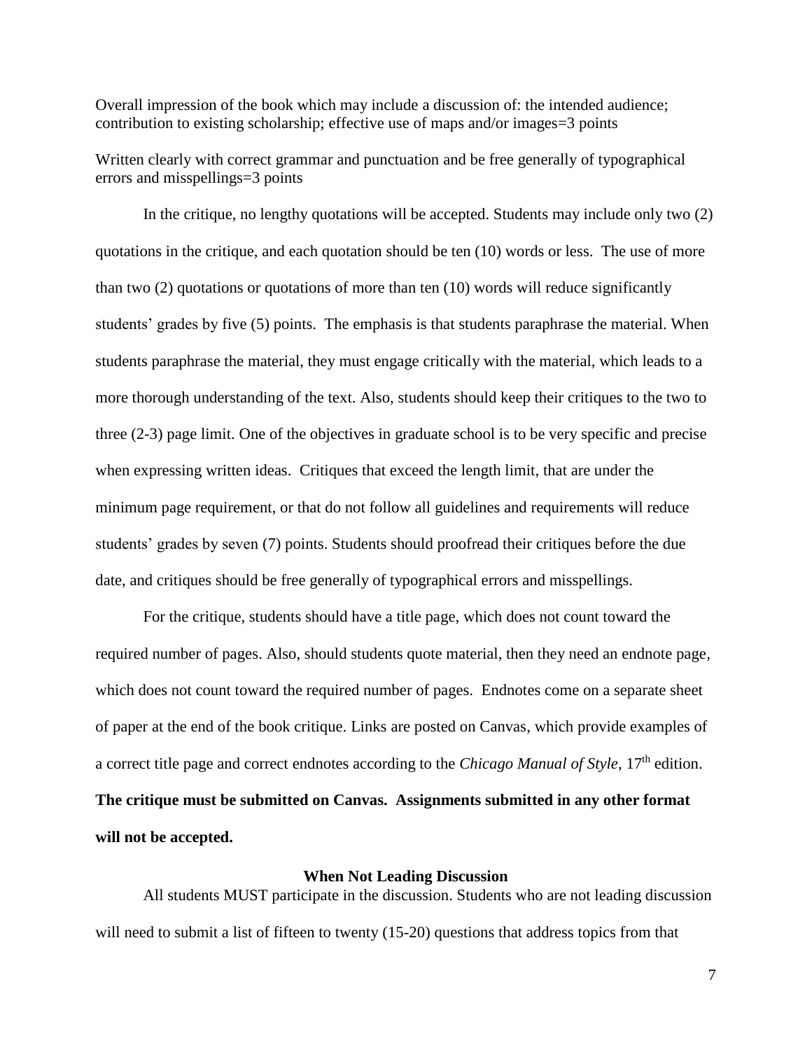Overall impression of the book which may include a discussion of: the intended audience; contribution to existing scholarship; effective use of maps and/or images=3 points

Written clearly with correct grammar and punctuation and be free generally of typographical errors and misspellings=3 points

In the critique, no lengthy quotations will be accepted. Students may include only two (2) quotations in the critique, and each quotation should be ten (10) words or less. The use of more than two (2) quotations or quotations of more than ten (10) words will reduce significantly students' grades by five (5) points. The emphasis is that students paraphrase the material. When students paraphrase the material, they must engage critically with the material, which leads to a more thorough understanding of the text. Also, students should keep their critiques to the two to three (2-3) page limit. One of the objectives in graduate school is to be very specific and precise when expressing written ideas. Critiques that exceed the length limit, that are under the minimum page requirement, or that do not follow all guidelines and requirements will reduce students' grades by seven (7) points. Students should proofread their critiques before the due date, and critiques should be free generally of typographical errors and misspellings.

For the critique, students should have a title page, which does not count toward the required number of pages. Also, should students quote material, then they need an endnote page, which does not count toward the required number of pages. Endnotes come on a separate sheet of paper at the end of the book critique. Links are posted on Canvas, which provide examples of a correct title page and correct endnotes according to the *Chicago Manual of Style*, 17th edition. **The critique must be submitted on Canvas. Assignments submitted in any other format will not be accepted.**

**When Not Leading Discussion**

All students MUST participate in the discussion. Students who are not leading discussion will need to submit a list of fifteen to twenty (15-20) questions that address topics from that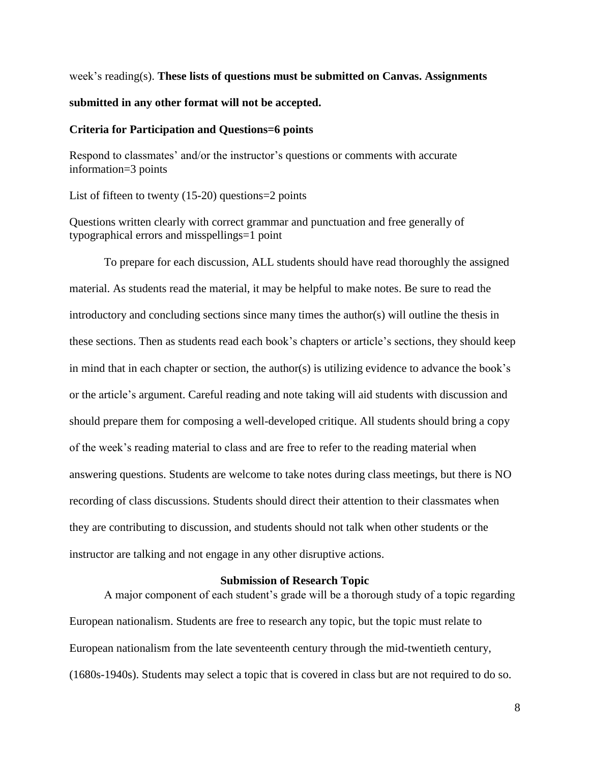week's reading(s). **These lists of questions must be submitted on Canvas. Assignments submitted in any other format will not be accepted.**

**Criteria for Participation and Questions=6 points**

Respond to classmates' and/or the instructor's questions or comments with accurate information=3 points

List of fifteen to twenty (15-20) questions=2 points

Questions written clearly with correct grammar and punctuation and free generally of typographical errors and misspellings=1 point

To prepare for each discussion, ALL students should have read thoroughly the assigned material. As students read the material, it may be helpful to make notes. Be sure to read the introductory and concluding sections since many times the author(s) will outline the thesis in these sections. Then as students read each book's chapters or article's sections, they should keep in mind that in each chapter or section, the author(s) is utilizing evidence to advance the book's or the article's argument. Careful reading and note taking will aid students with discussion and should prepare them for composing a well-developed critique. All students should bring a copy of the week's reading material to class and are free to refer to the reading material when answering questions. Students are welcome to take notes during class meetings, but there is NO recording of class discussions. Students should direct their attention to their classmates when they are contributing to discussion, and students should not talk when other students or the instructor are talking and not engage in any other disruptive actions.

### Submission of Research Topic

A major component of each student's grade will be a thorough study of a topic regarding European nationalism. Students are free to research any topic, but the topic must relate to European nationalism from the late seventeenth century through the mid-twentieth century, (1680s-1940s). Students may select a topic that is covered in class but are not required to do so.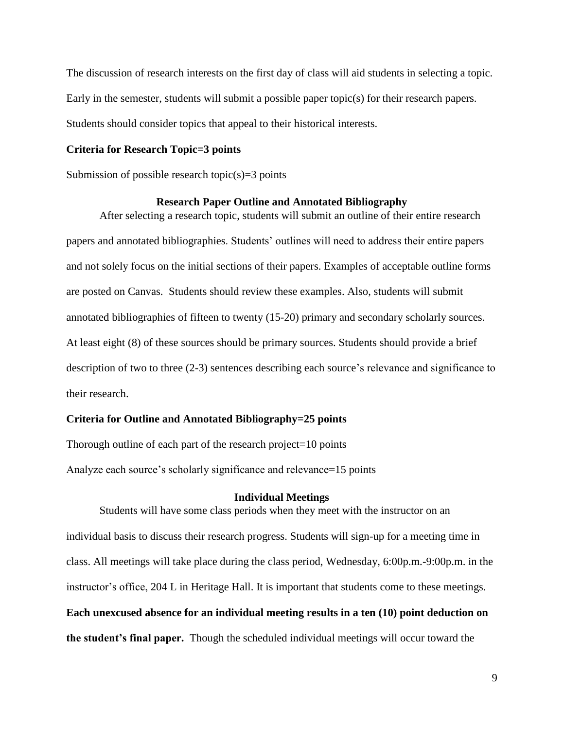The discussion of research interests on the first day of class will aid students in selecting a topic. Early in the semester, students will submit a possible paper topic(s) for their research papers. Students should consider topics that appeal to their historical interests.

**Criteria for Research Topic=3 points**

Submission of possible research topic(s)=3 points

### Research Paper Outline and Annotated Bibliography

After selecting a research topic, students will submit an outline of their entire research papers and annotated bibliographies. Students' outlines will need to address their entire papers and not solely focus on the initial sections of their papers. Examples of acceptable outline forms are posted on Canvas. Students should review these examples. Also, students will submit annotated bibliographies of fifteen to twenty (15-20) primary and secondary scholarly sources. At least eight (8) of these sources should be primary sources. Students should provide a brief description of two to three (2-3) sentences describing each source's relevance and significance to their research.

**Criteria for Outline and Annotated Bibliography=25 points**

Thorough outline of each part of the research project=10 points

Analyze each source's scholarly significance and relevance=15 points

### Individual Meetings

Students will have some class periods when they meet with the instructor on an individual basis to discuss their research progress. Students will sign-up for a meeting time in class. All meetings will take place during the class period, Wednesday, 6:00p.m.-9:00p.m. in the instructor's office, 204 L in Heritage Hall. It is important that students come to these meetings. **Each unexcused absence for an individual meeting results in a ten (10) point deduction on the student's final paper.** Though the scheduled individual meetings will occur toward the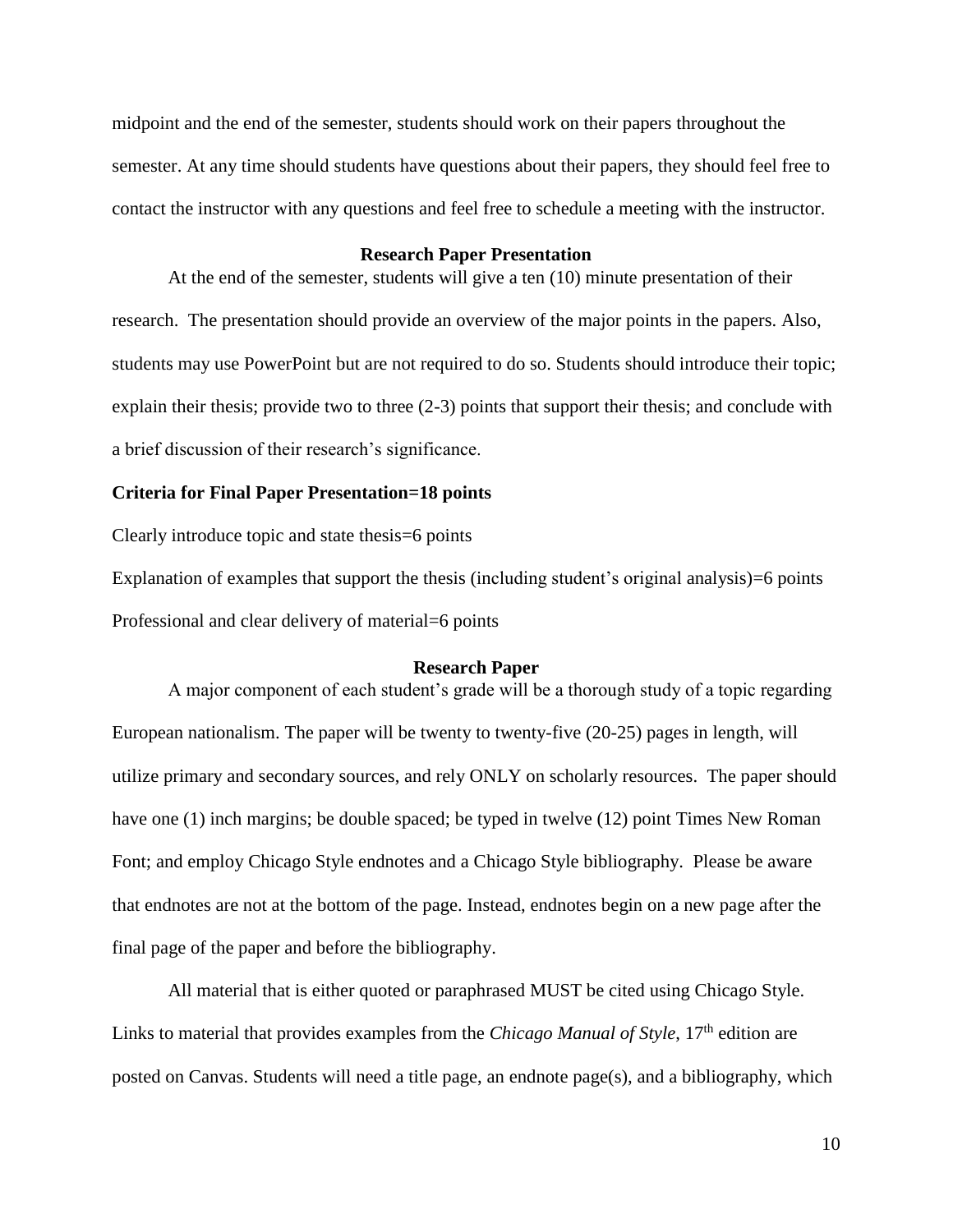midpoint and the end of the semester, students should work on their papers throughout the semester. At any time should students have questions about their papers, they should feel free to contact the instructor with any questions and feel free to schedule a meeting with the instructor.

## Research Paper Presentation

At the end of the semester, students will give a ten (10) minute presentation of their research. The presentation should provide an overview of the major points in the papers. Also, students may use PowerPoint but are not required to do so. Students should introduce their topic; explain their thesis; provide two to three (2-3) points that support their thesis; and conclude with a brief discussion of their research's significance.

**Criteria for Final Paper Presentation=18 points**

Clearly introduce topic and state thesis=6 points

Explanation of examples that support the thesis (including student's original analysis)=6 points

Professional and clear delivery of material=6 points

## Research Paper

A major component of each student's grade will be a thorough study of a topic regarding European nationalism. The paper will be twenty to twenty-five (20-25) pages in length, will utilize primary and secondary sources, and rely ONLY on scholarly resources. The paper should have one (1) inch margins; be double spaced; be typed in twelve (12) point Times New Roman Font; and employ Chicago Style endnotes and a Chicago Style bibliography. Please be aware that endnotes are not at the bottom of the page. Instead, endnotes begin on a new page after the final page of the paper and before the bibliography.

All material that is either quoted or paraphrased MUST be cited using Chicago Style. Links to material that provides examples from the *Chicago Manual of Style*, 17th edition are posted on Canvas. Students will need a title page, an endnote page(s), and a bibliography, which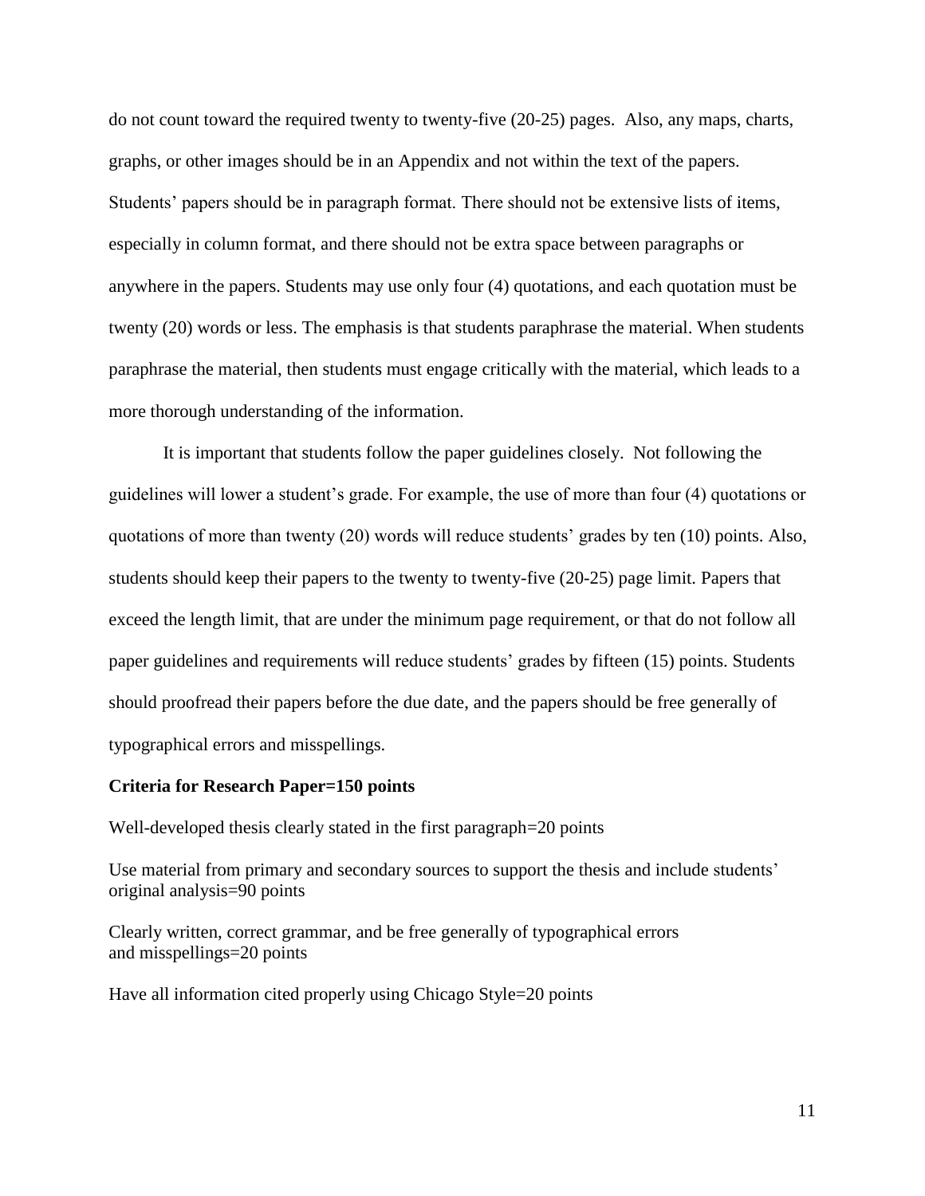do not count toward the required twenty to twenty-five (20-25) pages. Also, any maps, charts, graphs, or other images should be in an Appendix and not within the text of the papers. Students' papers should be in paragraph format. There should not be extensive lists of items, especially in column format, and there should not be extra space between paragraphs or anywhere in the papers. Students may use only four (4) quotations, and each quotation must be twenty (20) words or less. The emphasis is that students paraphrase the material. When students paraphrase the material, then students must engage critically with the material, which leads to a more thorough understanding of the information.

It is important that students follow the paper guidelines closely. Not following the guidelines will lower a student's grade. For example, the use of more than four (4) quotations or quotations of more than twenty (20) words will reduce students' grades by ten (10) points. Also, students should keep their papers to the twenty to twenty-five (20-25) page limit. Papers that exceed the length limit, that are under the minimum page requirement, or that do not follow all paper guidelines and requirements will reduce students' grades by fifteen (15) points. Students should proofread their papers before the due date, and the papers should be free generally of typographical errors and misspellings.

**Criteria for Research Paper=150 points**

Well-developed thesis clearly stated in the first paragraph=20 points

Use material from primary and secondary sources to support the thesis and include students' original analysis=90 points

Clearly written, correct grammar, and be free generally of typographical errors and misspellings=20 points

Have all information cited properly using Chicago Style=20 points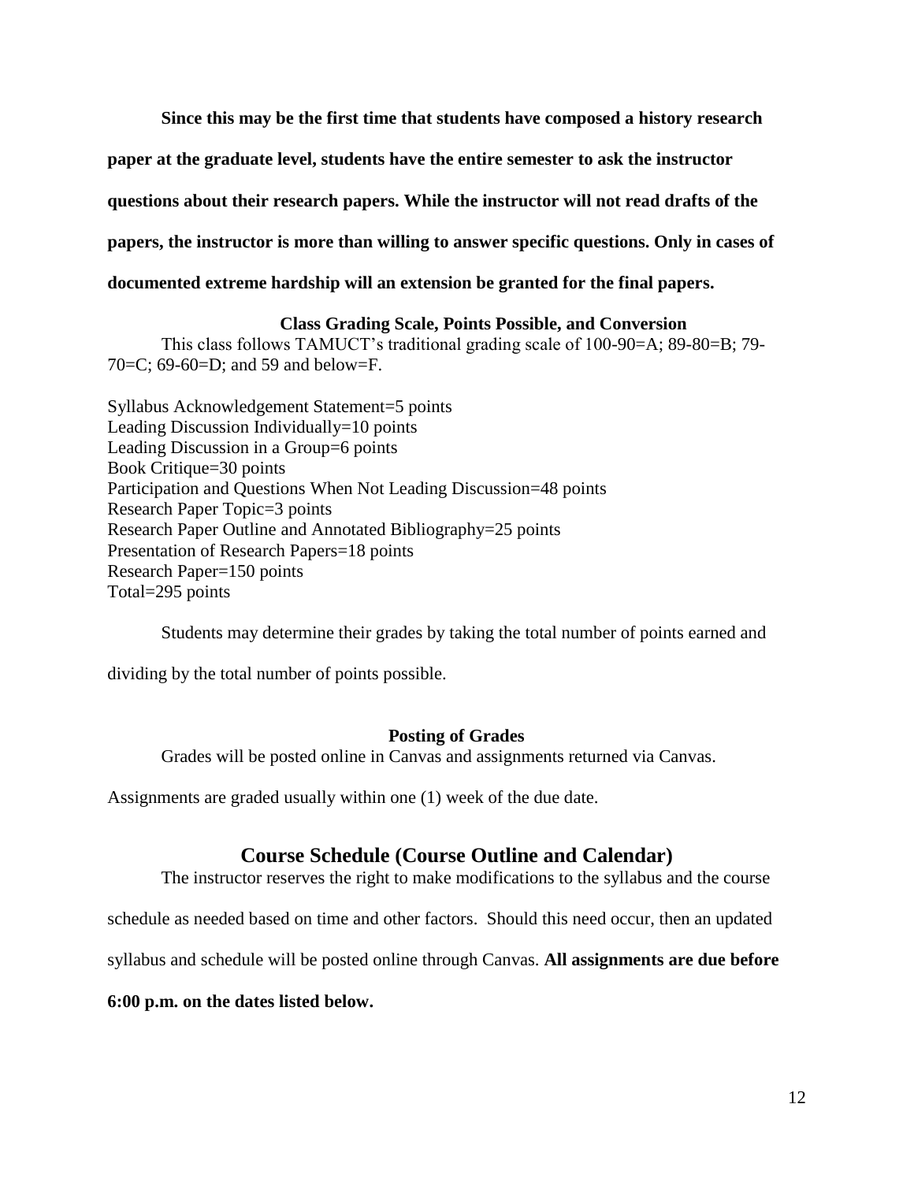**Since this may be the first time that students have composed a history research paper at the graduate level, students have the entire semester to ask the instructor questions about their research papers. While the instructor will not read drafts of the papers, the instructor is more than willing to answer specific questions. Only in cases of documented extreme hardship will an extension be granted for the final papers.**

### Class Grading Scale, Points Possible, and Conversion

This class follows TAMUCT's traditional grading scale of 100-90=A; 89-80=B; 79-70=C; 69-60=D; and 59 and below=F.

Syllabus Acknowledgement Statement=5 points
Leading Discussion Individually=10 points
Leading Discussion in a Group=6 points
Book Critique=30 points
Participation and Questions When Not Leading Discussion=48 points
Research Paper Topic=3 points
Research Paper Outline and Annotated Bibliography=25 points
Presentation of Research Papers=18 points
Research Paper=150 points
Total=295 points

Students may determine their grades by taking the total number of points earned and dividing by the total number of points possible.

### Posting of Grades

Grades will be posted online in Canvas and assignments returned via Canvas. Assignments are graded usually within one (1) week of the due date.

## Course Schedule (Course Outline and Calendar)

The instructor reserves the right to make modifications to the syllabus and the course schedule as needed based on time and other factors. Should this need occur, then an updated syllabus and schedule will be posted online through Canvas. **All assignments are due before 6:00 p.m. on the dates listed below.**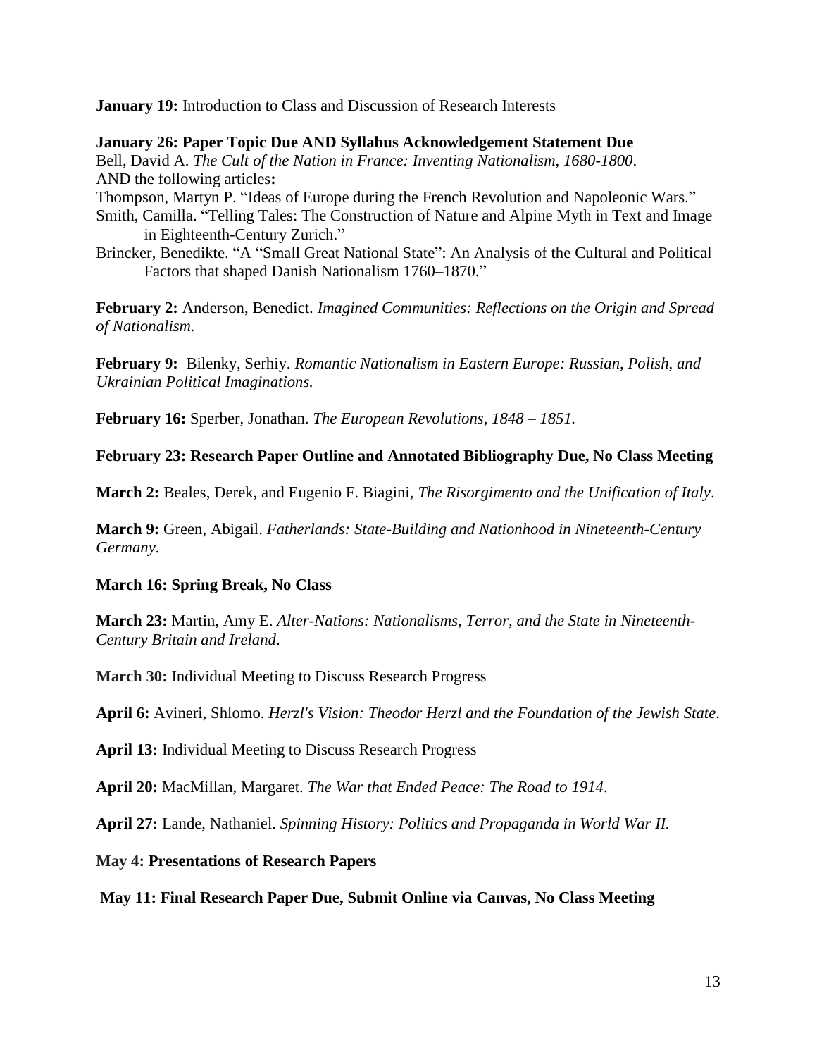**January 19:** Introduction to Class and Discussion of Research Interests

**January 26: Paper Topic Due AND Syllabus Acknowledgement Statement Due**
Bell, David A. *The Cult of the Nation in France: Inventing Nationalism, 1680-1800*.
AND the following articles**:**
Thompson, Martyn P. "Ideas of Europe during the French Revolution and Napoleonic Wars."
Smith, Camilla. "Telling Tales: The Construction of Nature and Alpine Myth in Text and Image in Eighteenth-Century Zurich."
Brincker, Benedikte. "A "Small Great National State": An Analysis of the Cultural and Political Factors that shaped Danish Nationalism 1760–1870."

**February 2:** Anderson, Benedict. *Imagined Communities: Reflections on the Origin and Spread of Nationalism.*

**February 9:** Bilenky, Serhiy. *Romantic Nationalism in Eastern Europe: Russian, Polish, and Ukrainian Political Imaginations.*

**February 16:** Sperber, Jonathan. *The European Revolutions, 1848 – 1851.*

**February 23: Research Paper Outline and Annotated Bibliography Due, No Class Meeting**

**March 2:** Beales, Derek, and Eugenio F. Biagini, *The Risorgimento and the Unification of Italy*.

**March 9:** Green, Abigail. *Fatherlands: State-Building and Nationhood in Nineteenth-Century Germany*.

**March 16: Spring Break, No Class**

**March 23:** Martin, Amy E. *Alter-Nations: Nationalisms, Terror, and the State in Nineteenth-Century Britain and Ireland*.

**March 30:** Individual Meeting to Discuss Research Progress

**April 6:** Avineri, Shlomo. *Herzl's Vision: Theodor Herzl and the Foundation of the Jewish State*.

**April 13:** Individual Meeting to Discuss Research Progress

**April 20:** MacMillan, Margaret. *The War that Ended Peace: The Road to 1914*.

**April 27:** Lande, Nathaniel. *Spinning History: Politics and Propaganda in World War II.*

**May 4: Presentations of Research Papers**

**May 11: Final Research Paper Due, Submit Online via Canvas, No Class Meeting**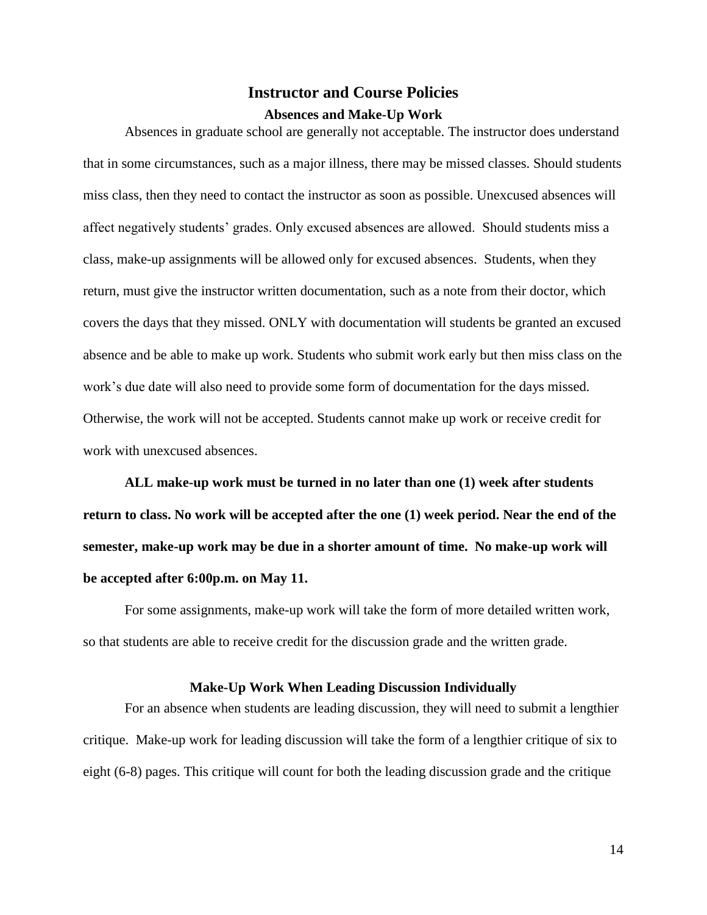## Instructor and Course Policies

### Absences and Make-Up Work

Absences in graduate school are generally not acceptable. The instructor does understand that in some circumstances, such as a major illness, there may be missed classes. Should students miss class, then they need to contact the instructor as soon as possible. Unexcused absences will affect negatively students' grades. Only excused absences are allowed. Should students miss a class, make-up assignments will be allowed only for excused absences. Students, when they return, must give the instructor written documentation, such as a note from their doctor, which covers the days that they missed. ONLY with documentation will students be granted an excused absence and be able to make up work. Students who submit work early but then miss class on the work's due date will also need to provide some form of documentation for the days missed. Otherwise, the work will not be accepted. Students cannot make up work or receive credit for work with unexcused absences.

**ALL make-up work must be turned in no later than one (1) week after students return to class. No work will be accepted after the one (1) week period. Near the end of the semester, make-up work may be due in a shorter amount of time. No make-up work will be accepted after 6:00p.m. on May 11.**

For some assignments, make-up work will take the form of more detailed written work, so that students are able to receive credit for the discussion grade and the written grade.

### Make-Up Work When Leading Discussion Individually

For an absence when students are leading discussion, they will need to submit a lengthier critique. Make-up work for leading discussion will take the form of a lengthier critique of six to eight (6-8) pages. This critique will count for both the leading discussion grade and the critique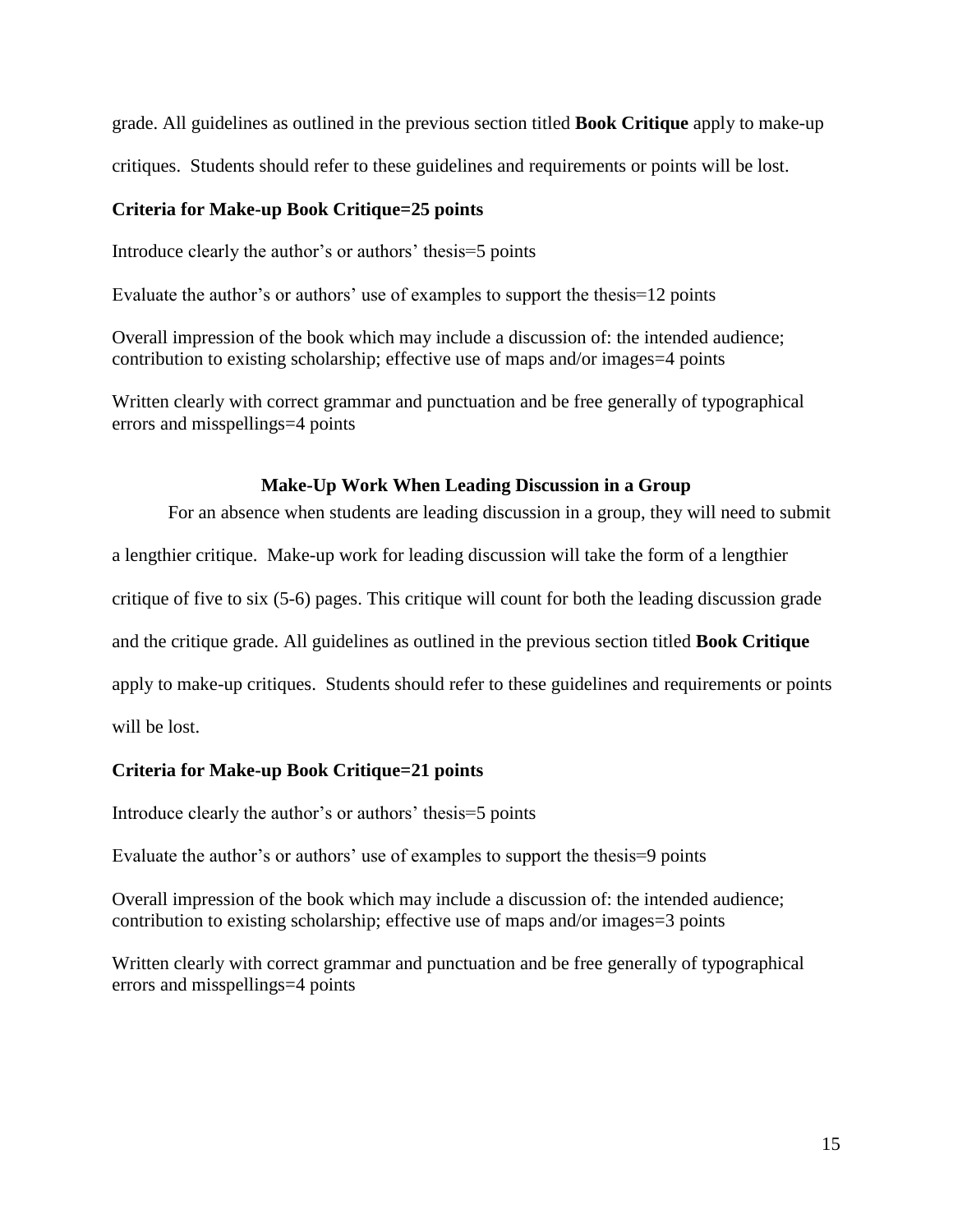grade. All guidelines as outlined in the previous section titled **Book Critique** apply to make-up critiques. Students should refer to these guidelines and requirements or points will be lost.

**Criteria for Make-up Book Critique=25 points**

Introduce clearly the author's or authors' thesis=5 points

Evaluate the author's or authors' use of examples to support the thesis=12 points

Overall impression of the book which may include a discussion of: the intended audience; contribution to existing scholarship; effective use of maps and/or images=4 points

Written clearly with correct grammar and punctuation and be free generally of typographical errors and misspellings=4 points

### Make-Up Work When Leading Discussion in a Group

For an absence when students are leading discussion in a group, they will need to submit a lengthier critique. Make-up work for leading discussion will take the form of a lengthier critique of five to six (5-6) pages. This critique will count for both the leading discussion grade and the critique grade. All guidelines as outlined in the previous section titled **Book Critique** apply to make-up critiques. Students should refer to these guidelines and requirements or points will be lost.

**Criteria for Make-up Book Critique=21 points**

Introduce clearly the author's or authors' thesis=5 points

Evaluate the author's or authors' use of examples to support the thesis=9 points

Overall impression of the book which may include a discussion of: the intended audience; contribution to existing scholarship; effective use of maps and/or images=3 points

Written clearly with correct grammar and punctuation and be free generally of typographical errors and misspellings=4 points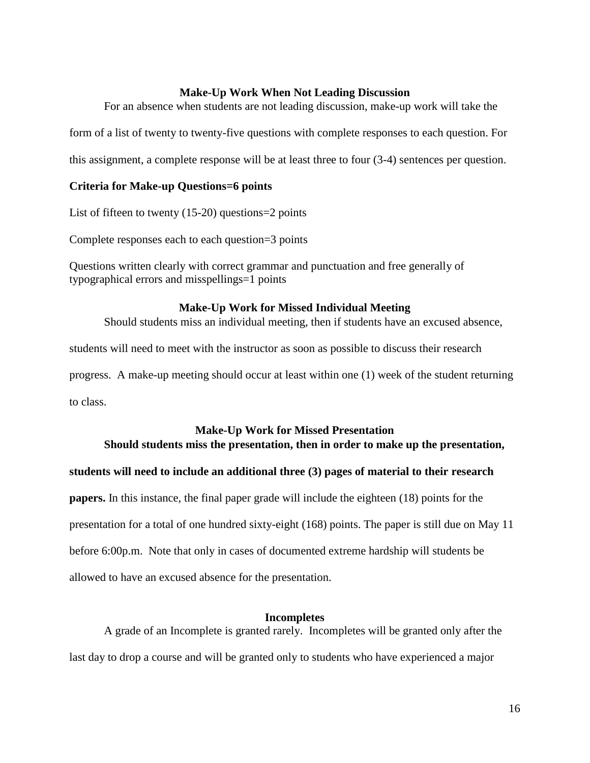### Make-Up Work When Not Leading Discussion

For an absence when students are not leading discussion, make-up work will take the form of a list of twenty to twenty-five questions with complete responses to each question. For this assignment, a complete response will be at least three to four (3-4) sentences per question.

**Criteria for Make-up Questions=6 points**

List of fifteen to twenty (15-20) questions=2 points

Complete responses each to each question=3 points

Questions written clearly with correct grammar and punctuation and free generally of typographical errors and misspellings=1 points

### Make-Up Work for Missed Individual Meeting

Should students miss an individual meeting, then if students have an excused absence, students will need to meet with the instructor as soon as possible to discuss their research progress. A make-up meeting should occur at least within one (1) week of the student returning to class.

### Make-Up Work for Missed Presentation

**Should students miss the presentation, then in order to make up the presentation, students will need to include an additional three (3) pages of material to their research papers.** In this instance, the final paper grade will include the eighteen (18) points for the presentation for a total of one hundred sixty-eight (168) points. The paper is still due on May 11 before 6:00p.m. Note that only in cases of documented extreme hardship will students be allowed to have an excused absence for the presentation.

### Incompletes

A grade of an Incomplete is granted rarely. Incompletes will be granted only after the last day to drop a course and will be granted only to students who have experienced a major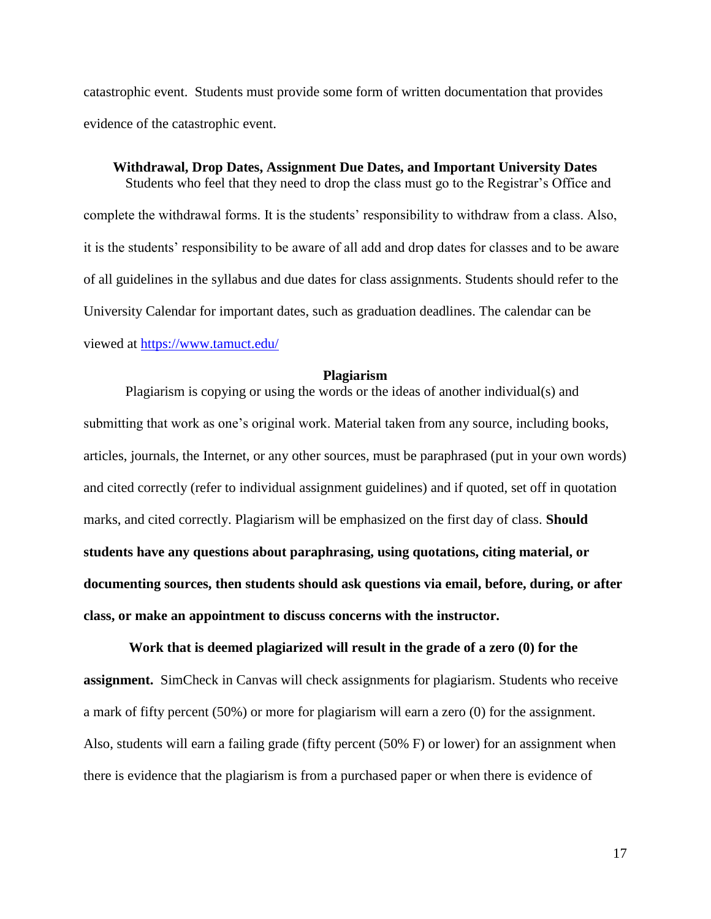catastrophic event. Students must provide some form of written documentation that provides evidence of the catastrophic event.

### Withdrawal, Drop Dates, Assignment Due Dates, and Important University Dates

Students who feel that they need to drop the class must go to the Registrar's Office and complete the withdrawal forms. It is the students' responsibility to withdraw from a class. Also, it is the students' responsibility to be aware of all add and drop dates for classes and to be aware of all guidelines in the syllabus and due dates for class assignments. Students should refer to the University Calendar for important dates, such as graduation deadlines. The calendar can be viewed at https://www.tamuct.edu/

### Plagiarism

Plagiarism is copying or using the words or the ideas of another individual(s) and submitting that work as one's original work. Material taken from any source, including books, articles, journals, the Internet, or any other sources, must be paraphrased (put in your own words) and cited correctly (refer to individual assignment guidelines) and if quoted, set off in quotation marks, and cited correctly. Plagiarism will be emphasized on the first day of class. **Should students have any questions about paraphrasing, using quotations, citing material, or documenting sources, then students should ask questions via email, before, during, or after class, or make an appointment to discuss concerns with the instructor.**

**Work that is deemed plagiarized will result in the grade of a zero (0) for the assignment.** SimCheck in Canvas will check assignments for plagiarism. Students who receive a mark of fifty percent (50%) or more for plagiarism will earn a zero (0) for the assignment. Also, students will earn a failing grade (fifty percent (50% F) or lower) for an assignment when there is evidence that the plagiarism is from a purchased paper or when there is evidence of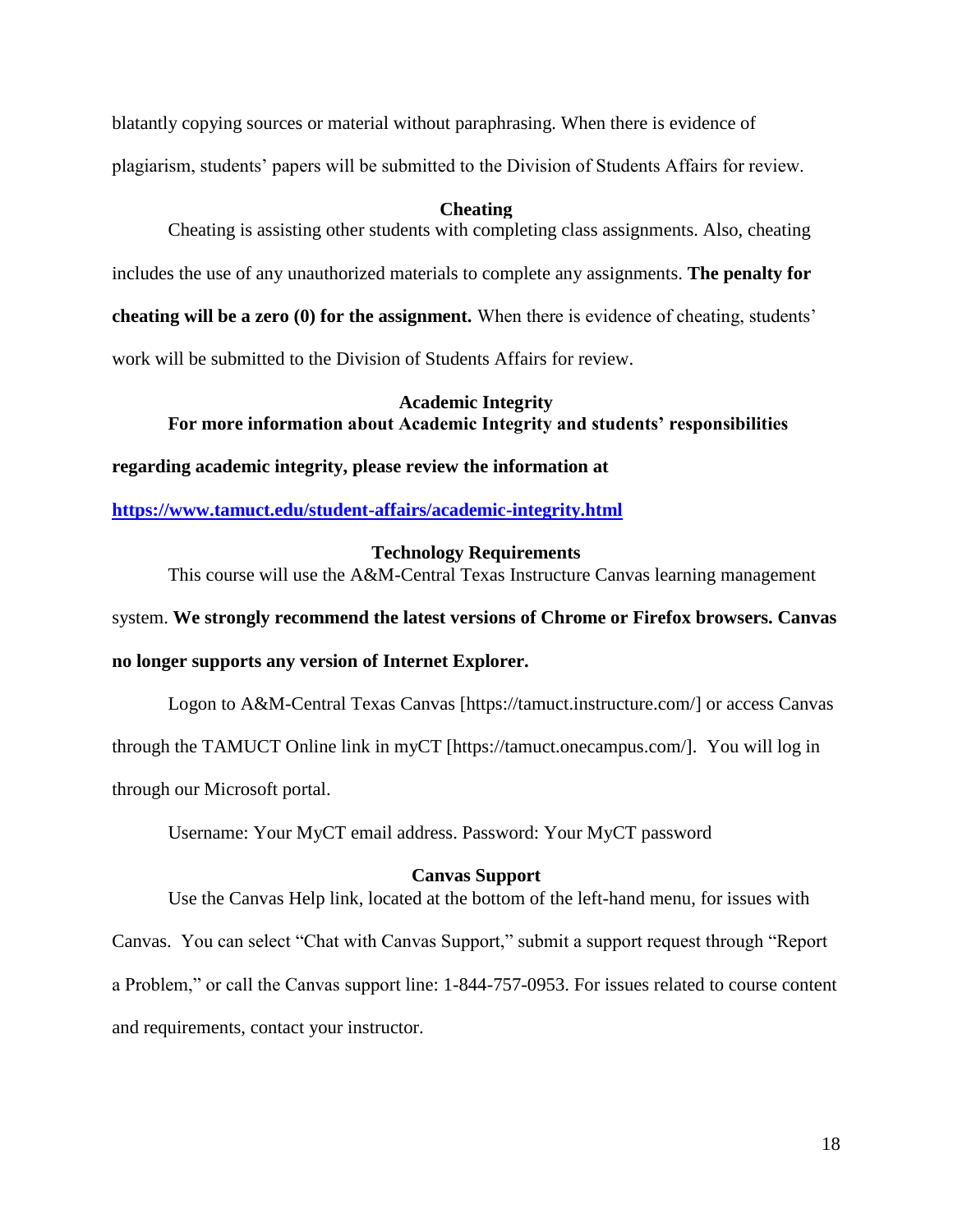blatantly copying sources or material without paraphrasing. When there is evidence of plagiarism, students' papers will be submitted to the Division of Students Affairs for review.

### Cheating

Cheating is assisting other students with completing class assignments. Also, cheating includes the use of any unauthorized materials to complete any assignments. **The penalty for cheating will be a zero (0) for the assignment.** When there is evidence of cheating, students' work will be submitted to the Division of Students Affairs for review.

### Academic Integrity

**For more information about Academic Integrity and students' responsibilities regarding academic integrity, please review the information at** **https://www.tamuct.edu/student-affairs/academic-integrity.html**

### Technology Requirements

This course will use the A&M-Central Texas Instructure Canvas learning management system. **We strongly recommend the latest versions of Chrome or Firefox browsers. Canvas no longer supports any version of Internet Explorer.**

Logon to A&M-Central Texas Canvas [https://tamuct.instructure.com/] or access Canvas through the TAMUCT Online link in myCT [https://tamuct.onecampus.com/]. You will log in through our Microsoft portal.

Username: Your MyCT email address. Password: Your MyCT password

### Canvas Support

Use the Canvas Help link, located at the bottom of the left-hand menu, for issues with Canvas. You can select "Chat with Canvas Support," submit a support request through "Report a Problem," or call the Canvas support line: 1-844-757-0953. For issues related to course content and requirements, contact your instructor.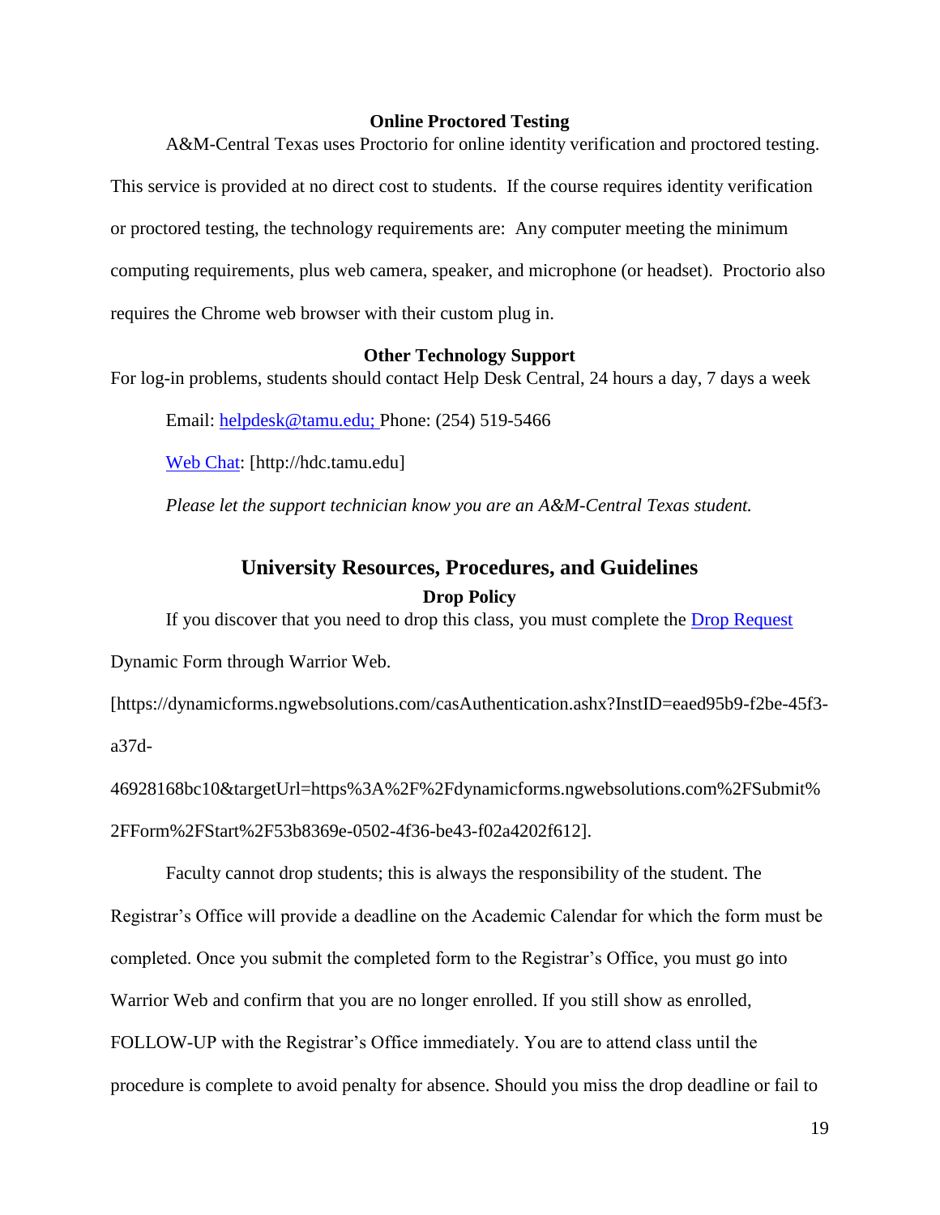### Online Proctored Testing

A&M-Central Texas uses Proctorio for online identity verification and proctored testing. This service is provided at no direct cost to students. If the course requires identity verification or proctored testing, the technology requirements are: Any computer meeting the minimum computing requirements, plus web camera, speaker, and microphone (or headset). Proctorio also requires the Chrome web browser with their custom plug in.

### Other Technology Support

For log-in problems, students should contact Help Desk Central, 24 hours a day, 7 days a week

Email: helpdesk@tamu.edu; Phone: (254) 519-5466

Web Chat: [http://hdc.tamu.edu]

*Please let the support technician know you are an A&M-Central Texas student.*

## University Resources, Procedures, and Guidelines

### Drop Policy

If you discover that you need to drop this class, you must complete the Drop Request Dynamic Form through Warrior Web.

[https://dynamicforms.ngwebsolutions.com/casAuthentication.ashx?InstID=eaed95b9-f2be-45f3-a37d-46928168bc10&targetUrl=https%3A%2F%2Fdynamicforms.ngwebsolutions.com%2FSubmit%2FForm%2FStart%2F53b8369e-0502-4f36-be43-f02a4202f612].

Faculty cannot drop students; this is always the responsibility of the student. The Registrar's Office will provide a deadline on the Academic Calendar for which the form must be completed. Once you submit the completed form to the Registrar's Office, you must go into Warrior Web and confirm that you are no longer enrolled. If you still show as enrolled, FOLLOW-UP with the Registrar's Office immediately. You are to attend class until the procedure is complete to avoid penalty for absence. Should you miss the drop deadline or fail to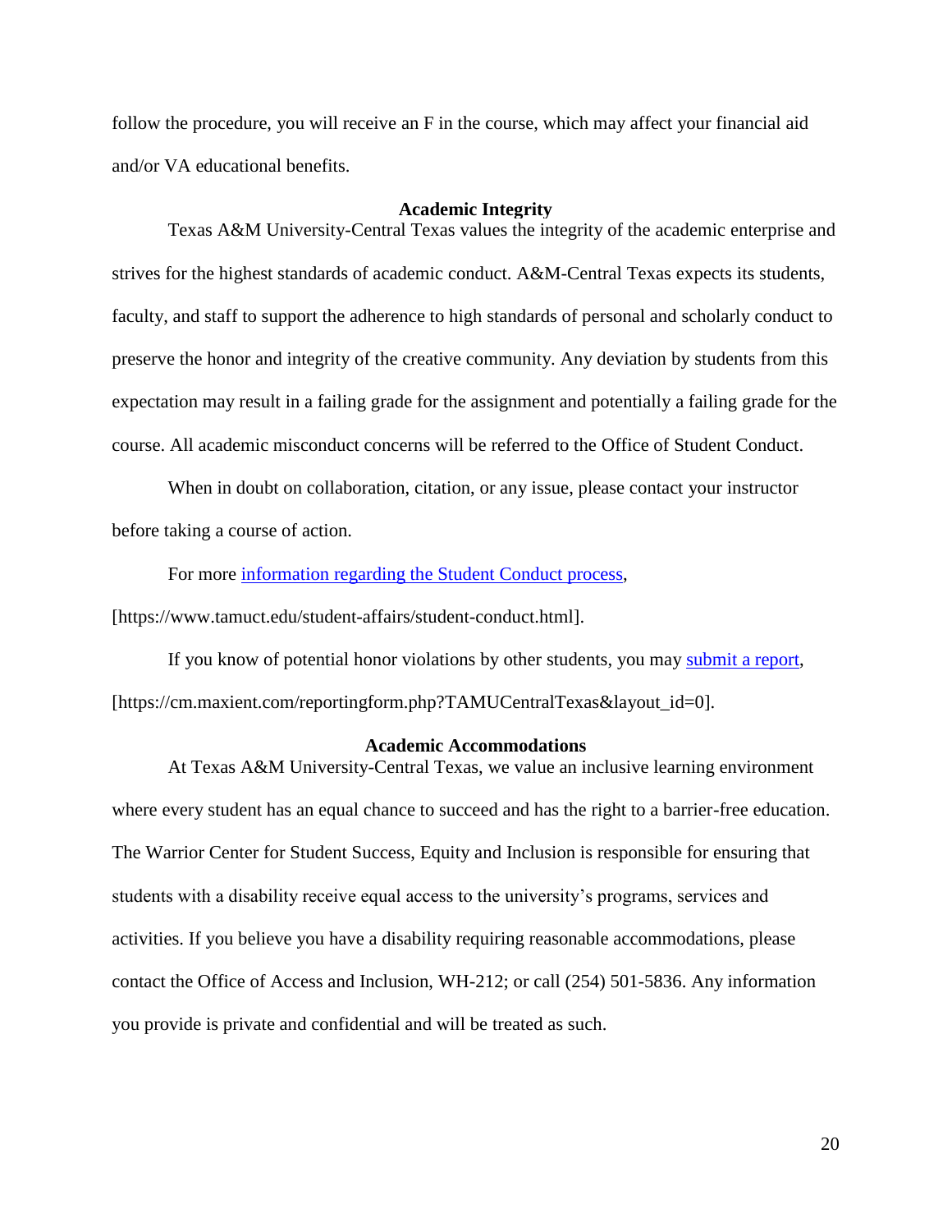follow the procedure, you will receive an F in the course, which may affect your financial aid and/or VA educational benefits.

## Academic Integrity

Texas A&M University-Central Texas values the integrity of the academic enterprise and strives for the highest standards of academic conduct. A&M-Central Texas expects its students, faculty, and staff to support the adherence to high standards of personal and scholarly conduct to preserve the honor and integrity of the creative community. Any deviation by students from this expectation may result in a failing grade for the assignment and potentially a failing grade for the course. All academic misconduct concerns will be referred to the Office of Student Conduct.

When in doubt on collaboration, citation, or any issue, please contact your instructor before taking a course of action.

For more [information regarding the Student Conduct process](https://www.tamuct.edu/student-affairs/student-conduct.html), [https://www.tamuct.edu/student-affairs/student-conduct.html].

If you know of potential honor violations by other students, you may [submit a report](https://cm.maxient.com/reportingform.php?TAMUCentralTexas&layout_id=0), [https://cm.maxient.com/reportingform.php?TAMUCentralTexas&layout_id=0].

## Academic Accommodations

At Texas A&M University-Central Texas, we value an inclusive learning environment where every student has an equal chance to succeed and has the right to a barrier-free education. The Warrior Center for Student Success, Equity and Inclusion is responsible for ensuring that students with a disability receive equal access to the university's programs, services and activities. If you believe you have a disability requiring reasonable accommodations, please contact the Office of Access and Inclusion, WH-212; or call (254) 501-5836. Any information you provide is private and confidential and will be treated as such.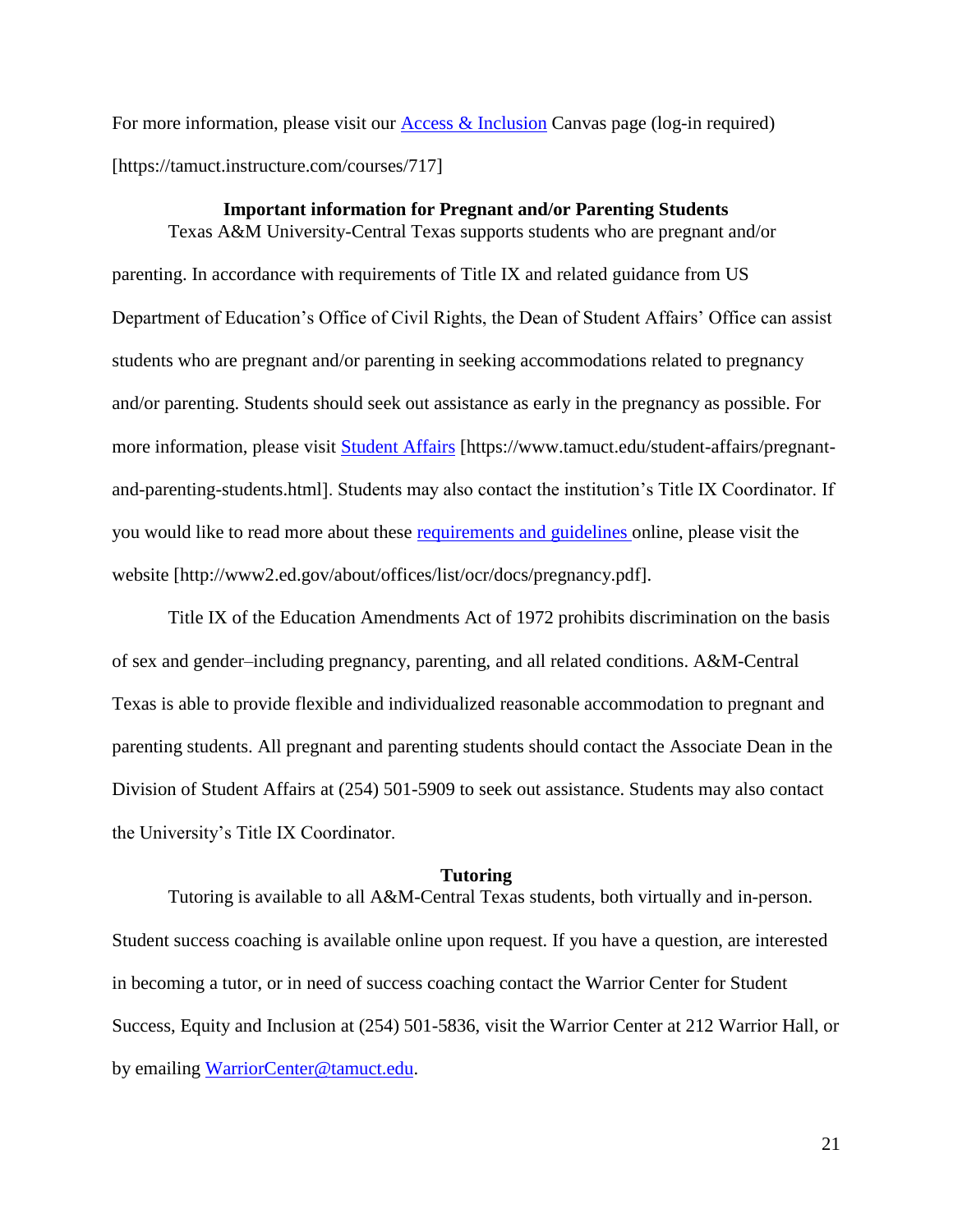For more information, please visit our [Access & Inclusion](https://tamuct.instructure.com/courses/717) Canvas page (log-in required) [https://tamuct.instructure.com/courses/717]

### Important information for Pregnant and/or Parenting Students

Texas A&M University-Central Texas supports students who are pregnant and/or parenting. In accordance with requirements of Title IX and related guidance from US Department of Education's Office of Civil Rights, the Dean of Student Affairs' Office can assist students who are pregnant and/or parenting in seeking accommodations related to pregnancy and/or parenting. Students should seek out assistance as early in the pregnancy as possible. For more information, please visit [Student Affairs](https://www.tamuct.edu/student-affairs/pregnant-and-parenting-students.html) [https://www.tamuct.edu/student-affairs/pregnant-and-parenting-students.html]. Students may also contact the institution's Title IX Coordinator. If you would like to read more about these [requirements and guidelines](http://www2.ed.gov/about/offices/list/ocr/docs/pregnancy.pdf) online, please visit the website [http://www2.ed.gov/about/offices/list/ocr/docs/pregnancy.pdf].

Title IX of the Education Amendments Act of 1972 prohibits discrimination on the basis of sex and gender–including pregnancy, parenting, and all related conditions. A&M-Central Texas is able to provide flexible and individualized reasonable accommodation to pregnant and parenting students. All pregnant and parenting students should contact the Associate Dean in the Division of Student Affairs at (254) 501-5909 to seek out assistance. Students may also contact the University's Title IX Coordinator.

### Tutoring

Tutoring is available to all A&M-Central Texas students, both virtually and in-person. Student success coaching is available online upon request. If you have a question, are interested in becoming a tutor, or in need of success coaching contact the Warrior Center for Student Success, Equity and Inclusion at (254) 501-5836, visit the Warrior Center at 212 Warrior Hall, or by emailing [WarriorCenter@tamuct.edu](mailto:WarriorCenter@tamuct.edu).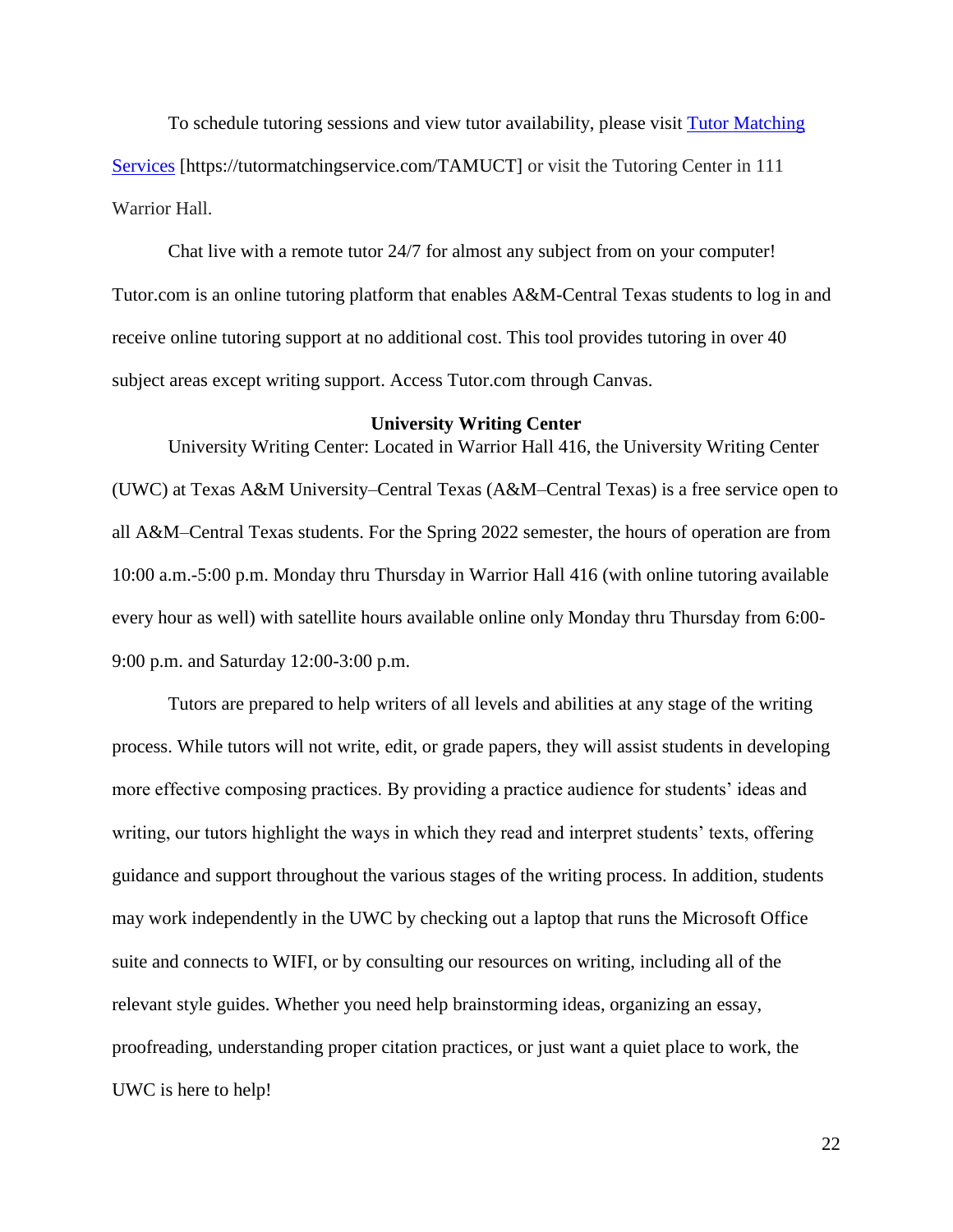To schedule tutoring sessions and view tutor availability, please visit [Tutor Matching Services](https://tutormatchingservice.com/TAMUCT) [https://tutormatchingservice.com/TAMUCT] or visit the Tutoring Center in 111 Warrior Hall.

Chat live with a remote tutor 24/7 for almost any subject from on your computer! Tutor.com is an online tutoring platform that enables A&M-Central Texas students to log in and receive online tutoring support at no additional cost. This tool provides tutoring in over 40 subject areas except writing support. Access Tutor.com through Canvas.

### University Writing Center

University Writing Center: Located in Warrior Hall 416, the University Writing Center (UWC) at Texas A&M University–Central Texas (A&M–Central Texas) is a free service open to all A&M–Central Texas students. For the Spring 2022 semester, the hours of operation are from 10:00 a.m.-5:00 p.m. Monday thru Thursday in Warrior Hall 416 (with online tutoring available every hour as well) with satellite hours available online only Monday thru Thursday from 6:00-9:00 p.m. and Saturday 12:00-3:00 p.m.

Tutors are prepared to help writers of all levels and abilities at any stage of the writing process. While tutors will not write, edit, or grade papers, they will assist students in developing more effective composing practices. By providing a practice audience for students' ideas and writing, our tutors highlight the ways in which they read and interpret students' texts, offering guidance and support throughout the various stages of the writing process. In addition, students may work independently in the UWC by checking out a laptop that runs the Microsoft Office suite and connects to WIFI, or by consulting our resources on writing, including all of the relevant style guides. Whether you need help brainstorming ideas, organizing an essay, proofreading, understanding proper citation practices, or just want a quiet place to work, the UWC is here to help!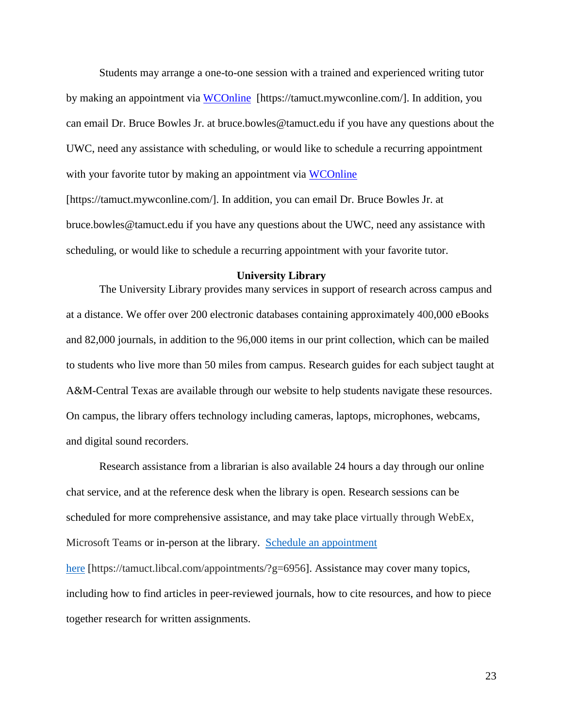Students may arrange a one-to-one session with a trained and experienced writing tutor by making an appointment via [WCOnline](https://tamuct.mywconline.com/) [https://tamuct.mywconline.com/]. In addition, you can email Dr. Bruce Bowles Jr. at bruce.bowles@tamuct.edu if you have any questions about the UWC, need any assistance with scheduling, or would like to schedule a recurring appointment with your favorite tutor by making an appointment via [WCOnline](https://tamuct.mywconline.com/) [https://tamuct.mywconline.com/]. In addition, you can email Dr. Bruce Bowles Jr. at bruce.bowles@tamuct.edu if you have any questions about the UWC, need any assistance with scheduling, or would like to schedule a recurring appointment with your favorite tutor.

**University Library**

The University Library provides many services in support of research across campus and at a distance. We offer over 200 electronic databases containing approximately 400,000 eBooks and 82,000 journals, in addition to the 96,000 items in our print collection, which can be mailed to students who live more than 50 miles from campus. Research guides for each subject taught at A&M-Central Texas are available through our website to help students navigate these resources. On campus, the library offers technology including cameras, laptops, microphones, webcams, and digital sound recorders.

Research assistance from a librarian is also available 24 hours a day through our online chat service, and at the reference desk when the library is open. Research sessions can be scheduled for more comprehensive assistance, and may take place virtually through WebEx, Microsoft Teams or in-person at the library. [Schedule an appointment here](https://tamuct.libcal.com/appointments/?g=6956) [https://tamuct.libcal.com/appointments/?g=6956]. Assistance may cover many topics, including how to find articles in peer-reviewed journals, how to cite resources, and how to piece together research for written assignments.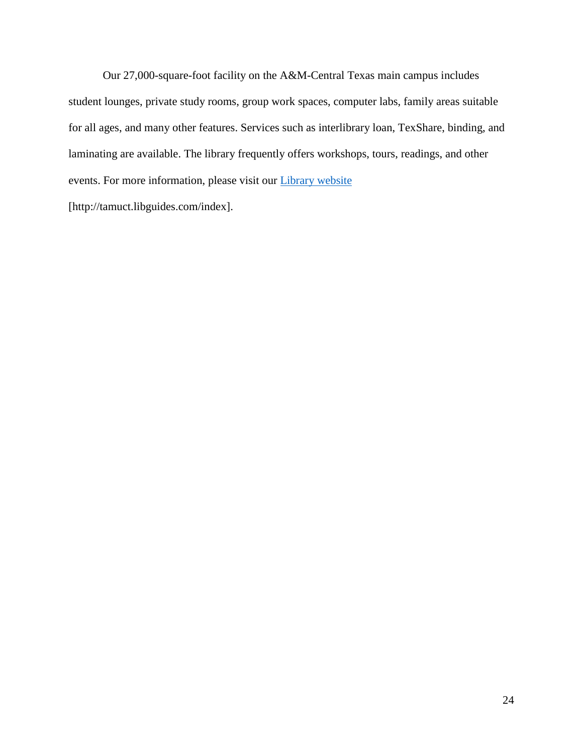Our 27,000-square-foot facility on the A&M-Central Texas main campus includes student lounges, private study rooms, group work spaces, computer labs, family areas suitable for all ages, and many other features. Services such as interlibrary loan, TexShare, binding, and laminating are available. The library frequently offers workshops, tours, readings, and other events. For more information, please visit our [Library website](http://tamuct.libguides.com/index) [http://tamuct.libguides.com/index].